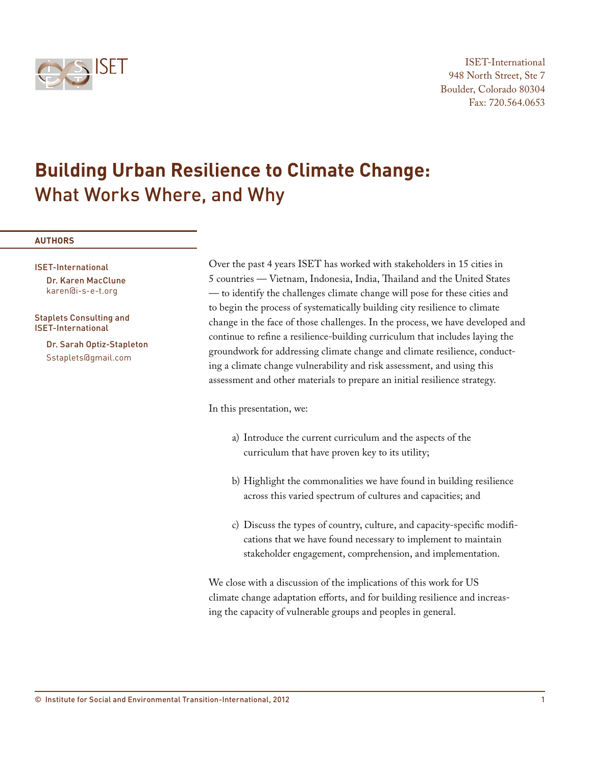ISET

ISET-International
948 North Street, Ste 7
Boulder, Colorado 80304
Fax: 720.564.0653

# Building Urban Resilience to Climate Change:
## What Works Where, and Why

**AUTHORS**

ISET-International
Dr. Karen MacClune
karen@i-s-e-t.org

Staplets Consulting and ISET-International
Dr. Sarah Optiz-Stapleton
Sstaplets@gmail.com

Over the past 4 years ISET has worked with stakeholders in 15 cities in 5 countries — Vietnam, Indonesia, India, Thailand and the United States — to identify the challenges climate change will pose for these cities and to begin the process of systematically building city resilience to climate change in the face of those challenges. In the process, we have developed and continue to refine a resilience-building curriculum that includes laying the groundwork for addressing climate change and climate resilience, conducting a climate change vulnerability and risk assessment, and using this assessment and other materials to prepare an initial resilience strategy.

In this presentation, we:

a) Introduce the current curriculum and the aspects of the curriculum that have proven key to its utility;

b) Highlight the commonalities we have found in building resilience across this varied spectrum of cultures and capacities; and

c) Discuss the types of country, culture, and capacity-specific modifications that we have found necessary to implement to maintain stakeholder engagement, comprehension, and implementation.

We close with a discussion of the implications of this work for US climate change adaptation efforts, and for building resilience and increasing the capacity of vulnerable groups and peoples in general.

© Institute for Social and Environmental Transition-International, 2012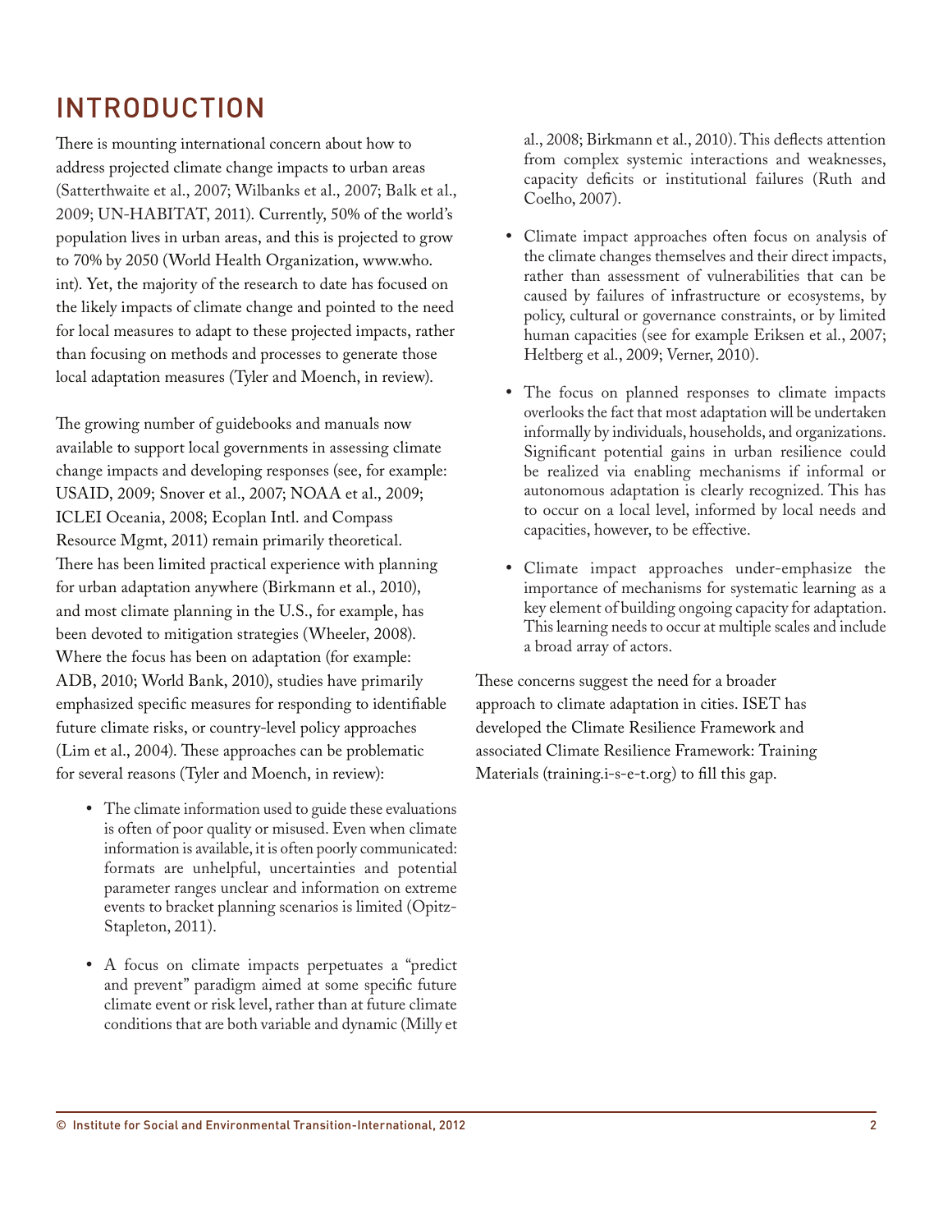# INTRODUCTION

There is mounting international concern about how to address projected climate change impacts to urban areas (Satterthwaite et al., 2007; Wilbanks et al., 2007; Balk et al., 2009; UN-HABITAT, 2011). Currently, 50% of the world's population lives in urban areas, and this is projected to grow to 70% by 2050 (World Health Organization, www.who.int). Yet, the majority of the research to date has focused on the likely impacts of climate change and pointed to the need for local measures to adapt to these projected impacts, rather than focusing on methods and processes to generate those local adaptation measures (Tyler and Moench, in review).

The growing number of guidebooks and manuals now available to support local governments in assessing climate change impacts and developing responses (see, for example: USAID, 2009; Snover et al., 2007; NOAA et al., 2009; ICLEI Oceania, 2008; Ecoplan Intl. and Compass Resource Mgmt, 2011) remain primarily theoretical. There has been limited practical experience with planning for urban adaptation anywhere (Birkmann et al., 2010), and most climate planning in the U.S., for example, has been devoted to mitigation strategies (Wheeler, 2008). Where the focus has been on adaptation (for example: ADB, 2010; World Bank, 2010), studies have primarily emphasized specific measures for responding to identifiable future climate risks, or country-level policy approaches (Lim et al., 2004). These approaches can be problematic for several reasons (Tyler and Moench, in review):

- The climate information used to guide these evaluations is often of poor quality or misused. Even when climate information is available, it is often poorly communicated: formats are unhelpful, uncertainties and potential parameter ranges unclear and information on extreme events to bracket planning scenarios is limited (Opitz-Stapleton, 2011).
- A focus on climate impacts perpetuates a "predict and prevent" paradigm aimed at some specific future climate event or risk level, rather than at future climate conditions that are both variable and dynamic (Milly et al., 2008; Birkmann et al., 2010). This deflects attention from complex systemic interactions and weaknesses, capacity deficits or institutional failures (Ruth and Coelho, 2007).
- Climate impact approaches often focus on analysis of the climate changes themselves and their direct impacts, rather than assessment of vulnerabilities that can be caused by failures of infrastructure or ecosystems, by policy, cultural or governance constraints, or by limited human capacities (see for example Eriksen et al., 2007; Heltberg et al., 2009; Verner, 2010).
- The focus on planned responses to climate impacts overlooks the fact that most adaptation will be undertaken informally by individuals, households, and organizations. Significant potential gains in urban resilience could be realized via enabling mechanisms if informal or autonomous adaptation is clearly recognized. This has to occur on a local level, informed by local needs and capacities, however, to be effective.
- Climate impact approaches under-emphasize the importance of mechanisms for systematic learning as a key element of building ongoing capacity for adaptation. This learning needs to occur at multiple scales and include a broad array of actors.

These concerns suggest the need for a broader approach to climate adaptation in cities. ISET has developed the Climate Resilience Framework and associated Climate Resilience Framework: Training Materials (training.i-s-e-t.org) to fill this gap.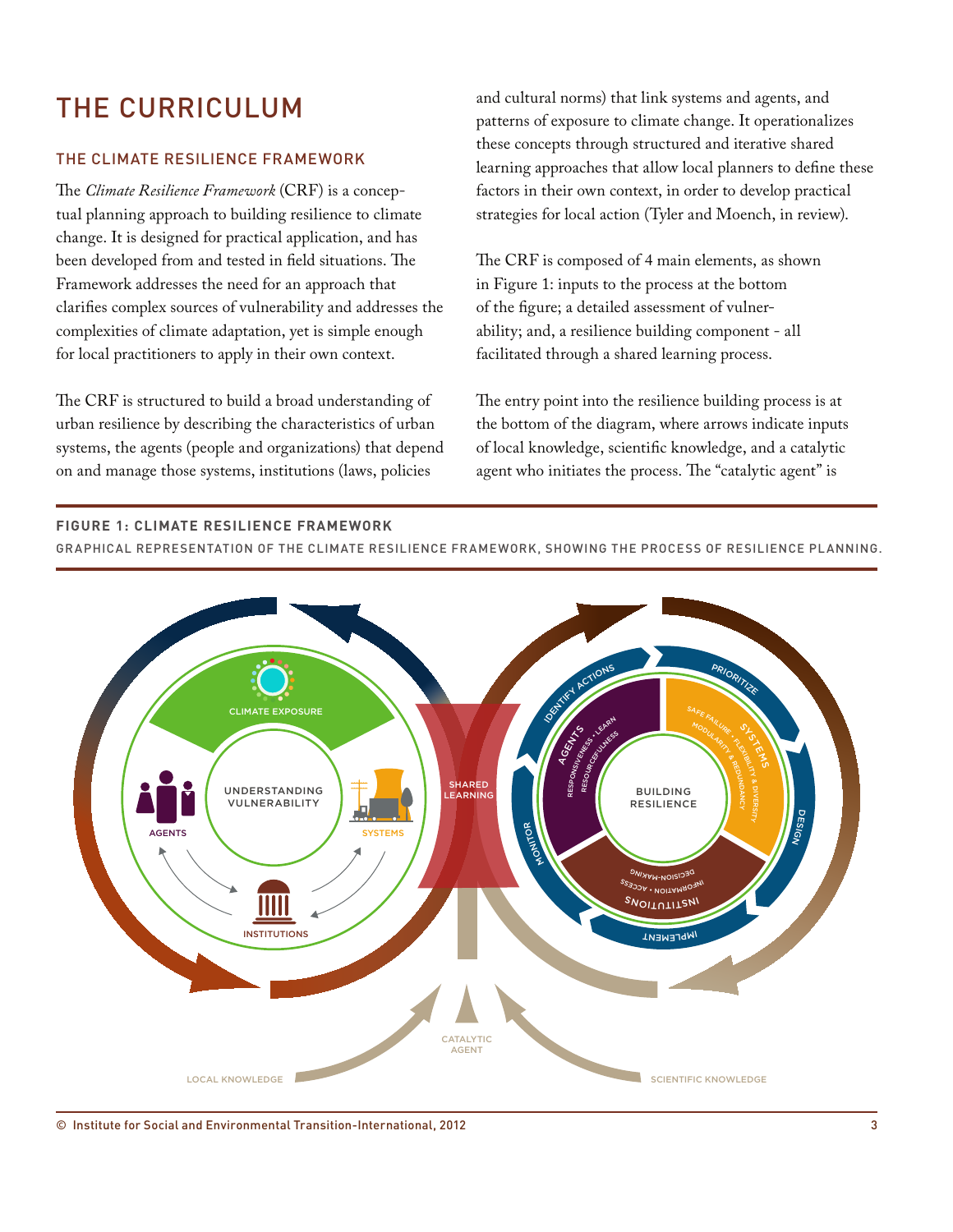# THE CURRICULUM

## THE CLIMATE RESILIENCE FRAMEWORK

The *Climate Resilience Framework* (CRF) is a conceptual planning approach to building resilience to climate change. It is designed for practical application, and has been developed from and tested in field situations. The Framework addresses the need for an approach that clarifies complex sources of vulnerability and addresses the complexities of climate adaptation, yet is simple enough for local practitioners to apply in their own context.

The CRF is structured to build a broad understanding of urban resilience by describing the characteristics of urban systems, the agents (people and organizations) that depend on and manage those systems, institutions (laws, policies and cultural norms) that link systems and agents, and patterns of exposure to climate change. It operationalizes these concepts through structured and iterative shared learning approaches that allow local planners to define these factors in their own context, in order to develop practical strategies for local action (Tyler and Moench, in review).

The CRF is composed of 4 main elements, as shown in Figure 1: inputs to the process at the bottom of the figure; a detailed assessment of vulnerability; and, a resilience building component - all facilitated through a shared learning process.

The entry point into the resilience building process is at the bottom of the diagram, where arrows indicate inputs of local knowledge, scientific knowledge, and a catalytic agent who initiates the process. The "catalytic agent" is

**FIGURE 1: CLIMATE RESILIENCE FRAMEWORK**

GRAPHICAL REPRESENTATION OF THE CLIMATE RESILIENCE FRAMEWORK, SHOWING THE PROCESS OF RESILIENCE PLANNING.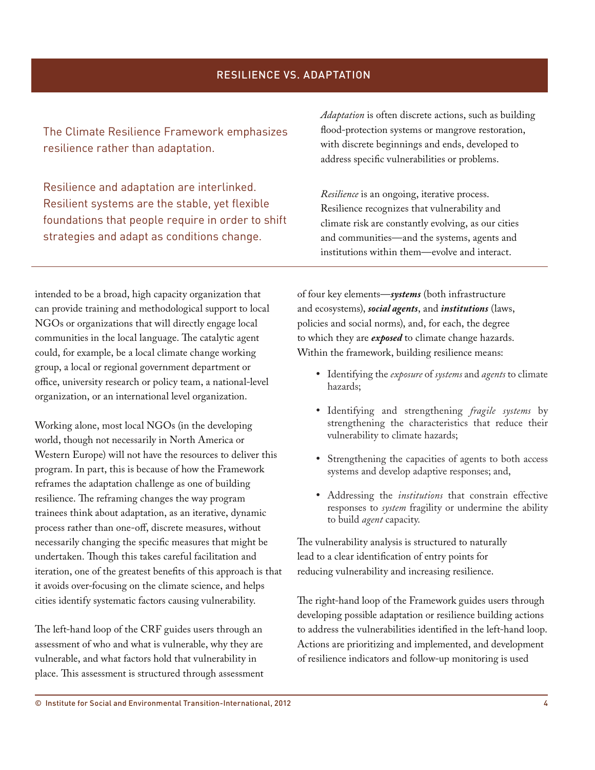## RESILIENCE VS. ADAPTATION

The Climate Resilience Framework emphasizes resilience rather than adaptation.

Resilience and adaptation are interlinked. Resilient systems are the stable, yet flexible foundations that people require in order to shift strategies and adapt as conditions change.

*Adaptation* is often discrete actions, such as building flood-protection systems or mangrove restoration, with discrete beginnings and ends, developed to address specific vulnerabilities or problems.

*Resilience* is an ongoing, iterative process. Resilience recognizes that vulnerability and climate risk are constantly evolving, as our cities and communities—and the systems, agents and institutions within them—evolve and interact.

---

intended to be a broad, high capacity organization that can provide training and methodological support to local NGOs or organizations that will directly engage local communities in the local language. The catalytic agent could, for example, be a local climate change working group, a local or regional government department or office, university research or policy team, a national-level organization, or an international level organization.

Working alone, most local NGOs (in the developing world, though not necessarily in North America or Western Europe) will not have the resources to deliver this program. In part, this is because of how the Framework reframes the adaptation challenge as one of building resilience. The reframing changes the way program trainees think about adaptation, as an iterative, dynamic process rather than one-off, discrete measures, without necessarily changing the specific measures that might be undertaken. Though this takes careful facilitation and iteration, one of the greatest benefits of this approach is that it avoids over-focusing on the climate science, and helps cities identify systematic factors causing vulnerability.

The left-hand loop of the CRF guides users through an assessment of who and what is vulnerable, why they are vulnerable, and what factors hold that vulnerability in place. This assessment is structured through assessment of four key elements—***systems*** (both infrastructure and ecosystems), ***social agents***, and ***institutions*** (laws, policies and social norms), and, for each, the degree to which they are ***exposed*** to climate change hazards. Within the framework, building resilience means:

- Identifying the *exposure* of *systems* and *agents* to climate hazards;
- Identifying and strengthening *fragile systems* by strengthening the characteristics that reduce their vulnerability to climate hazards;
- Strengthening the capacities of agents to both access systems and develop adaptive responses; and,
- Addressing the *institutions* that constrain effective responses to *system* fragility or undermine the ability to build *agent* capacity.

The vulnerability analysis is structured to naturally lead to a clear identification of entry points for reducing vulnerability and increasing resilience.

The right-hand loop of the Framework guides users through developing possible adaptation or resilience building actions to address the vulnerabilities identified in the left-hand loop. Actions are prioritizing and implemented, and development of resilience indicators and follow-up monitoring is used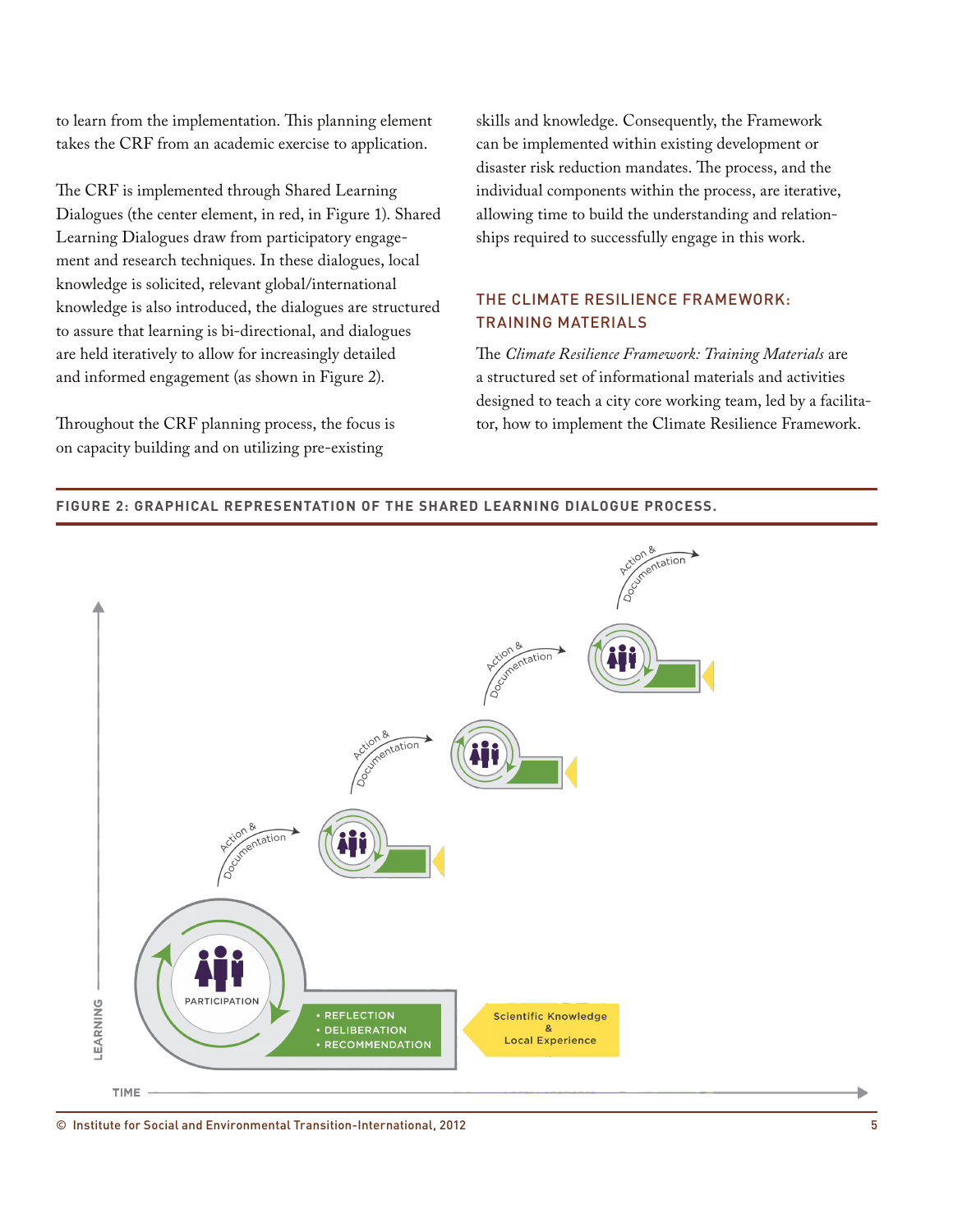to learn from the implementation. This planning element takes the CRF from an academic exercise to application.

The CRF is implemented through Shared Learning Dialogues (the center element, in red, in Figure 1). Shared Learning Dialogues draw from participatory engagement and research techniques. In these dialogues, local knowledge is solicited, relevant global/international knowledge is also introduced, the dialogues are structured to assure that learning is bi-directional, and dialogues are held iteratively to allow for increasingly detailed and informed engagement (as shown in Figure 2).

Throughout the CRF planning process, the focus is on capacity building and on utilizing pre-existing skills and knowledge. Consequently, the Framework can be implemented within existing development or disaster risk reduction mandates. The process, and the individual components within the process, are iterative, allowing time to build the understanding and relationships required to successfully engage in this work.

## THE CLIMATE RESILIENCE FRAMEWORK: TRAINING MATERIALS

The *Climate Resilience Framework: Training Materials* are a structured set of informational materials and activities designed to teach a city core working team, led by a facilitator, how to implement the Climate Resilience Framework.

**FIGURE 2: GRAPHICAL REPRESENTATION OF THE SHARED LEARNING DIALOGUE PROCESS.**

Action & Documentation

Action & Documentation

Action & Documentation

Action & Documentation

PARTICIPATION

- REFLECTION
- DELIBERATION
- RECOMMENDATION

Scientific Knowledge & Local Experience

LEARNING

TIME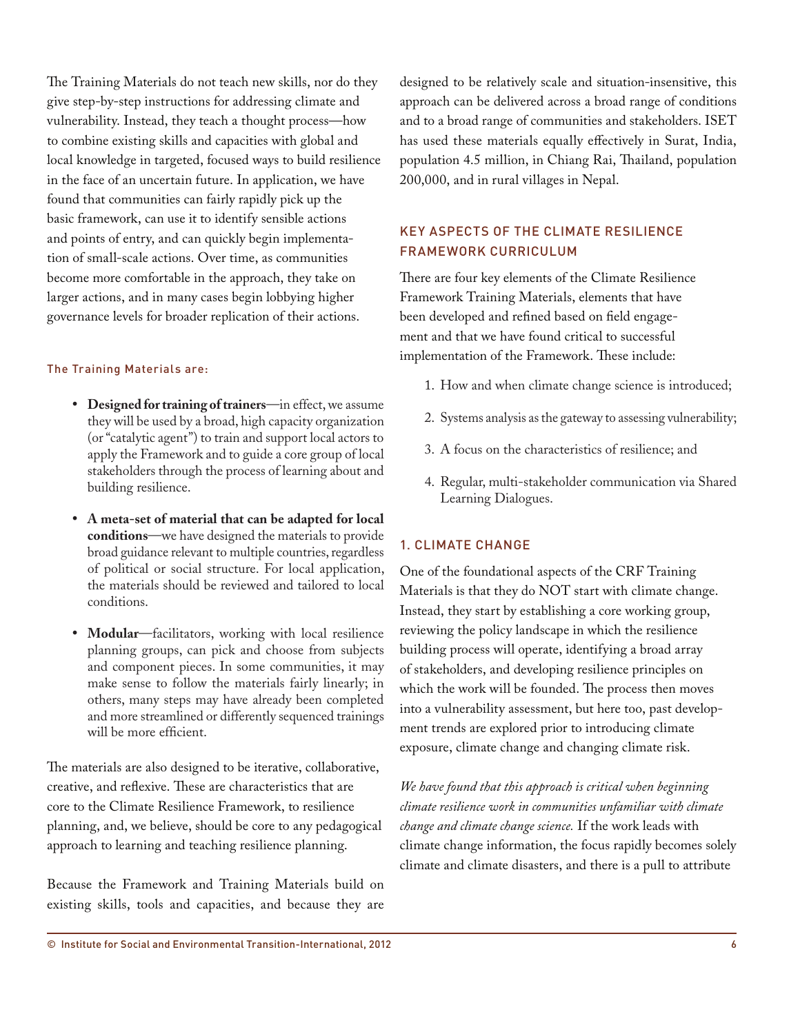The Training Materials do not teach new skills, nor do they give step-by-step instructions for addressing climate and vulnerability. Instead, they teach a thought process—how to combine existing skills and capacities with global and local knowledge in targeted, focused ways to build resilience in the face of an uncertain future. In application, we have found that communities can fairly rapidly pick up the basic framework, can use it to identify sensible actions and points of entry, and can quickly begin implementation of small-scale actions. Over time, as communities become more comfortable in the approach, they take on larger actions, and in many cases begin lobbying higher governance levels for broader replication of their actions.

#### The Training Materials are:

- **Designed for training of trainers**—in effect, we assume they will be used by a broad, high capacity organization (or "catalytic agent") to train and support local actors to apply the Framework and to guide a core group of local stakeholders through the process of learning about and building resilience.
- **A meta-set of material that can be adapted for local conditions**—we have designed the materials to provide broad guidance relevant to multiple countries, regardless of political or social structure. For local application, the materials should be reviewed and tailored to local conditions.
- **Modular**—facilitators, working with local resilience planning groups, can pick and choose from subjects and component pieces. In some communities, it may make sense to follow the materials fairly linearly; in others, many steps may have already been completed and more streamlined or differently sequenced trainings will be more efficient.

The materials are also designed to be iterative, collaborative, creative, and reflexive. These are characteristics that are core to the Climate Resilience Framework, to resilience planning, and, we believe, should be core to any pedagogical approach to learning and teaching resilience planning.

Because the Framework and Training Materials build on existing skills, tools and capacities, and because they are designed to be relatively scale and situation-insensitive, this approach can be delivered across a broad range of conditions and to a broad range of communities and stakeholders. ISET has used these materials equally effectively in Surat, India, population 4.5 million, in Chiang Rai, Thailand, population 200,000, and in rural villages in Nepal.

## KEY ASPECTS OF THE CLIMATE RESILIENCE FRAMEWORK CURRICULUM

There are four key elements of the Climate Resilience Framework Training Materials, elements that have been developed and refined based on field engagement and that we have found critical to successful implementation of the Framework. These include:

1. How and when climate change science is introduced;
2. Systems analysis as the gateway to assessing vulnerability;
3. A focus on the characteristics of resilience; and
4. Regular, multi-stakeholder communication via Shared Learning Dialogues.

### 1. CLIMATE CHANGE

One of the foundational aspects of the CRF Training Materials is that they do NOT start with climate change. Instead, they start by establishing a core working group, reviewing the policy landscape in which the resilience building process will operate, identifying a broad array of stakeholders, and developing resilience principles on which the work will be founded. The process then moves into a vulnerability assessment, but here too, past development trends are explored prior to introducing climate exposure, climate change and changing climate risk.

*We have found that this approach is critical when beginning climate resilience work in communities unfamiliar with climate change and climate change science.* If the work leads with climate change information, the focus rapidly becomes solely climate and climate disasters, and there is a pull to attribute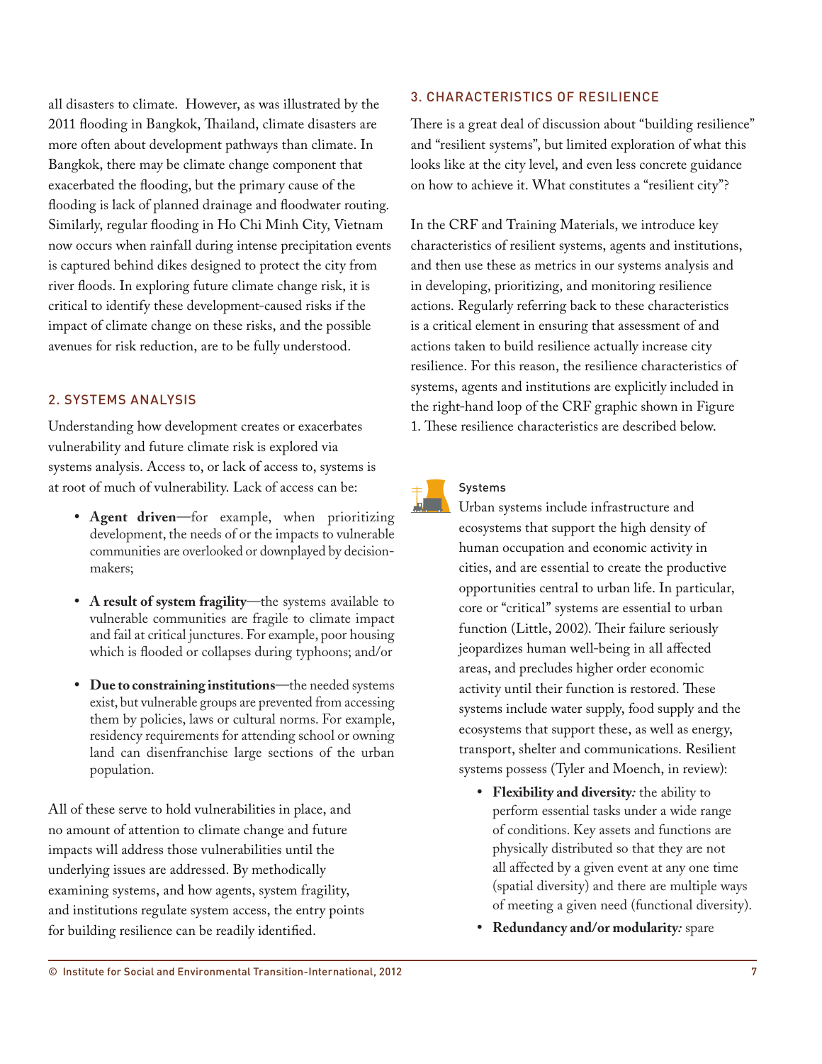all disasters to climate. However, as was illustrated by the 2011 flooding in Bangkok, Thailand, climate disasters are more often about development pathways than climate. In Bangkok, there may be climate change component that exacerbated the flooding, but the primary cause of the flooding is lack of planned drainage and floodwater routing. Similarly, regular flooding in Ho Chi Minh City, Vietnam now occurs when rainfall during intense precipitation events is captured behind dikes designed to protect the city from river floods. In exploring future climate change risk, it is critical to identify these development-caused risks if the impact of climate change on these risks, and the possible avenues for risk reduction, are to be fully understood.

## 2. SYSTEMS ANALYSIS

Understanding how development creates or exacerbates vulnerability and future climate risk is explored via systems analysis. Access to, or lack of access to, systems is at root of much of vulnerability. Lack of access can be:

- **Agent driven**—for example, when prioritizing development, the needs of or the impacts to vulnerable communities are overlooked or downplayed by decision-makers;
- **A result of system fragility**—the systems available to vulnerable communities are fragile to climate impact and fail at critical junctures. For example, poor housing which is flooded or collapses during typhoons; and/or
- **Due to constraining institutions**—the needed systems exist, but vulnerable groups are prevented from accessing them by policies, laws or cultural norms. For example, residency requirements for attending school or owning land can disenfranchise large sections of the urban population.

All of these serve to hold vulnerabilities in place, and no amount of attention to climate change and future impacts will address those vulnerabilities until the underlying issues are addressed. By methodically examining systems, and how agents, system fragility, and institutions regulate system access, the entry points for building resilience can be readily identified.

## 3. CHARACTERISTICS OF RESILIENCE

There is a great deal of discussion about "building resilience" and "resilient systems", but limited exploration of what this looks like at the city level, and even less concrete guidance on how to achieve it. What constitutes a "resilient city"?

In the CRF and Training Materials, we introduce key characteristics of resilient systems, agents and institutions, and then use these as metrics in our systems analysis and in developing, prioritizing, and monitoring resilience actions. Regularly referring back to these characteristics is a critical element in ensuring that assessment of and actions taken to build resilience actually increase city resilience. For this reason, the resilience characteristics of systems, agents and institutions are explicitly included in the right-hand loop of the CRF graphic shown in Figure 1. These resilience characteristics are described below.

### Systems

Urban systems include infrastructure and ecosystems that support the high density of human occupation and economic activity in cities, and are essential to create the productive opportunities central to urban life. In particular, core or "critical" systems are essential to urban function (Little, 2002). Their failure seriously jeopardizes human well-being in all affected areas, and precludes higher order economic activity until their function is restored. These systems include water supply, food supply and the ecosystems that support these, as well as energy, transport, shelter and communications. Resilient systems possess (Tyler and Moench, in review):

- **Flexibility and diversity***:* the ability to perform essential tasks under a wide range of conditions. Key assets and functions are physically distributed so that they are not all affected by a given event at any one time (spatial diversity) and there are multiple ways of meeting a given need (functional diversity).
- **Redundancy and/or modularity***:* spare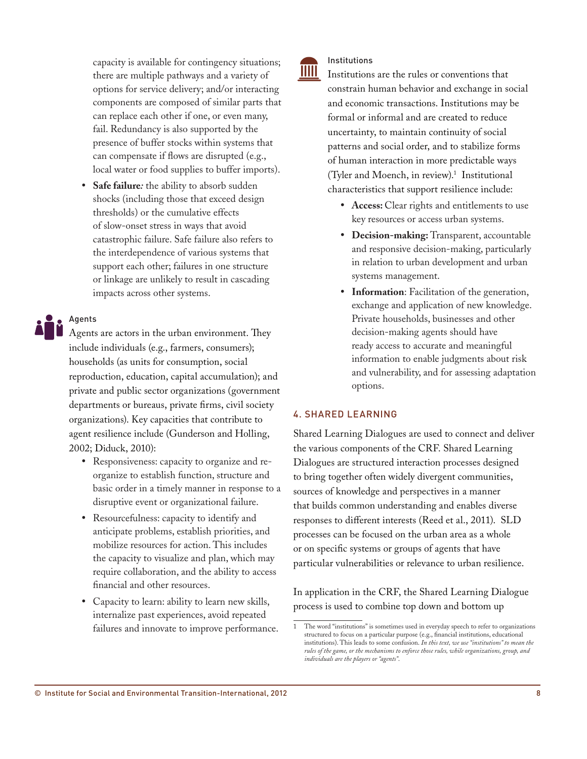capacity is available for contingency situations; there are multiple pathways and a variety of options for service delivery; and/or interacting components are composed of similar parts that can replace each other if one, or even many, fail. Redundancy is also supported by the presence of buffer stocks within systems that can compensate if flows are disrupted (e.g., local water or food supplies to buffer imports).

- **Safe failure***:* the ability to absorb sudden shocks (including those that exceed design thresholds) or the cumulative effects of slow-onset stress in ways that avoid catastrophic failure. Safe failure also refers to the interdependence of various systems that support each other; failures in one structure or linkage are unlikely to result in cascading impacts across other systems.

### Agents

Agents are actors in the urban environment. They include individuals (e.g., farmers, consumers); households (as units for consumption, social reproduction, education, capital accumulation); and private and public sector organizations (government departments or bureaus, private firms, civil society organizations). Key capacities that contribute to agent resilience include (Gunderson and Holling, 2002; Diduck, 2010):

- Responsiveness: capacity to organize and re-organize to establish function, structure and basic order in a timely manner in response to a disruptive event or organizational failure.
- Resourcefulness: capacity to identify and anticipate problems, establish priorities, and mobilize resources for action. This includes the capacity to visualize and plan, which may require collaboration, and the ability to access financial and other resources.
- Capacity to learn: ability to learn new skills, internalize past experiences, avoid repeated failures and innovate to improve performance.

### Institutions

Institutions are the rules or conventions that constrain human behavior and exchange in social and economic transactions. Institutions may be formal or informal and are created to reduce uncertainty, to maintain continuity of social patterns and social order, and to stabilize forms of human interaction in more predictable ways (Tyler and Moench, in review).[1] Institutional characteristics that support resilience include:

- **Access:** Clear rights and entitlements to use key resources or access urban systems.
- **Decision-making:** Transparent, accountable and responsive decision-making, particularly in relation to urban development and urban systems management.
- **Information**: Facilitation of the generation, exchange and application of new knowledge. Private households, businesses and other decision-making agents should have ready access to accurate and meaningful information to enable judgments about risk and vulnerability, and for assessing adaptation options.

## 4. SHARED LEARNING

Shared Learning Dialogues are used to connect and deliver the various components of the CRF. Shared Learning Dialogues are structured interaction processes designed to bring together often widely divergent communities, sources of knowledge and perspectives in a manner that builds common understanding and enables diverse responses to different interests (Reed et al., 2011). SLD processes can be focused on the urban area as a whole or on specific systems or groups of agents that have particular vulnerabilities or relevance to urban resilience.

In application in the CRF, the Shared Learning Dialogue process is used to combine top down and bottom up

[1] The word "institutions" is sometimes used in everyday speech to refer to organizations structured to focus on a particular purpose (e.g., financial institutions, educational institutions). This leads to some confusion. *In this text, we use "institutions" to mean the rules of the game, or the mechanisms to enforce those rules, while organizations, group, and individuals are the players or "agents".*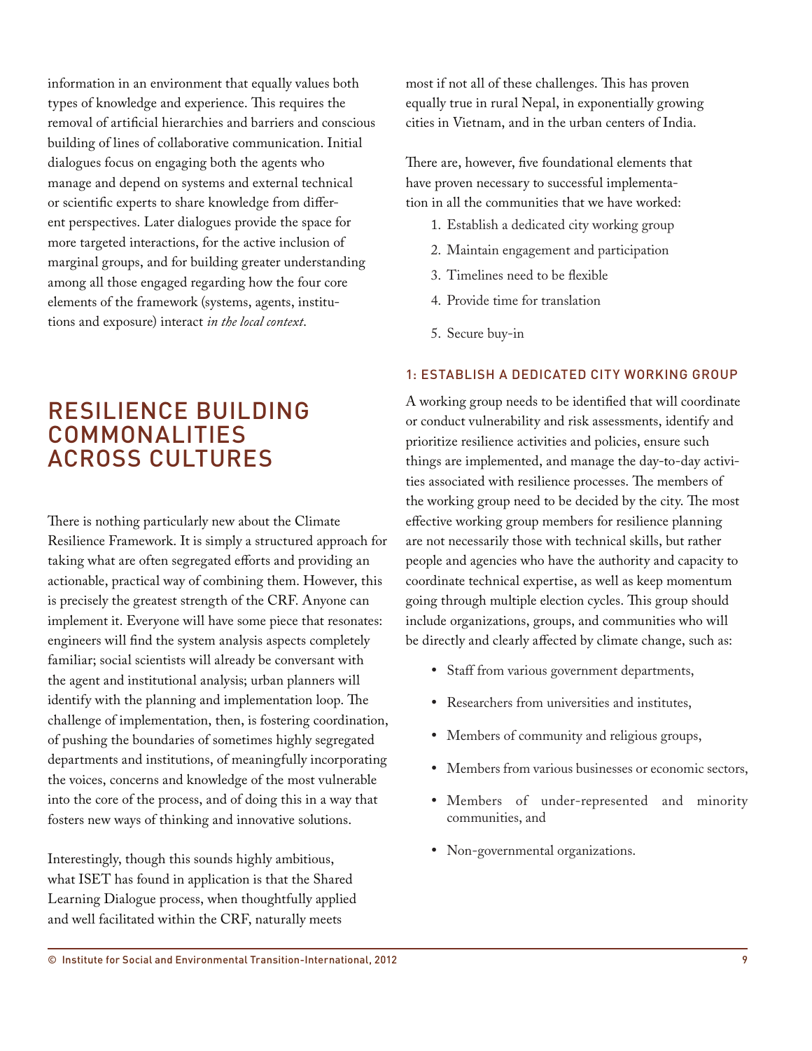information in an environment that equally values both types of knowledge and experience. This requires the removal of artificial hierarchies and barriers and conscious building of lines of collaborative communication. Initial dialogues focus on engaging both the agents who manage and depend on systems and external technical or scientific experts to share knowledge from different perspectives. Later dialogues provide the space for more targeted interactions, for the active inclusion of marginal groups, and for building greater understanding among all those engaged regarding how the four core elements of the framework (systems, agents, institutions and exposure) interact *in the local context*.

## RESILIENCE BUILDING COMMONALITIES ACROSS CULTURES

There is nothing particularly new about the Climate Resilience Framework. It is simply a structured approach for taking what are often segregated efforts and providing an actionable, practical way of combining them. However, this is precisely the greatest strength of the CRF. Anyone can implement it. Everyone will have some piece that resonates: engineers will find the system analysis aspects completely familiar; social scientists will already be conversant with the agent and institutional analysis; urban planners will identify with the planning and implementation loop. The challenge of implementation, then, is fostering coordination, of pushing the boundaries of sometimes highly segregated departments and institutions, of meaningfully incorporating the voices, concerns and knowledge of the most vulnerable into the core of the process, and of doing this in a way that fosters new ways of thinking and innovative solutions.

Interestingly, though this sounds highly ambitious, what ISET has found in application is that the Shared Learning Dialogue process, when thoughtfully applied and well facilitated within the CRF, naturally meets most if not all of these challenges. This has proven equally true in rural Nepal, in exponentially growing cities in Vietnam, and in the urban centers of India.

There are, however, five foundational elements that have proven necessary to successful implementation in all the communities that we have worked:

1. Establish a dedicated city working group
2. Maintain engagement and participation
3. Timelines need to be flexible
4. Provide time for translation
5. Secure buy-in

### 1: ESTABLISH A DEDICATED CITY WORKING GROUP

A working group needs to be identified that will coordinate or conduct vulnerability and risk assessments, identify and prioritize resilience activities and policies, ensure such things are implemented, and manage the day-to-day activities associated with resilience processes. The members of the working group need to be decided by the city. The most effective working group members for resilience planning are not necessarily those with technical skills, but rather people and agencies who have the authority and capacity to coordinate technical expertise, as well as keep momentum going through multiple election cycles. This group should include organizations, groups, and communities who will be directly and clearly affected by climate change, such as:

- Staff from various government departments,
- Researchers from universities and institutes,
- Members of community and religious groups,
- Members from various businesses or economic sectors,
- Members of under-represented and minority communities, and
- Non-governmental organizations.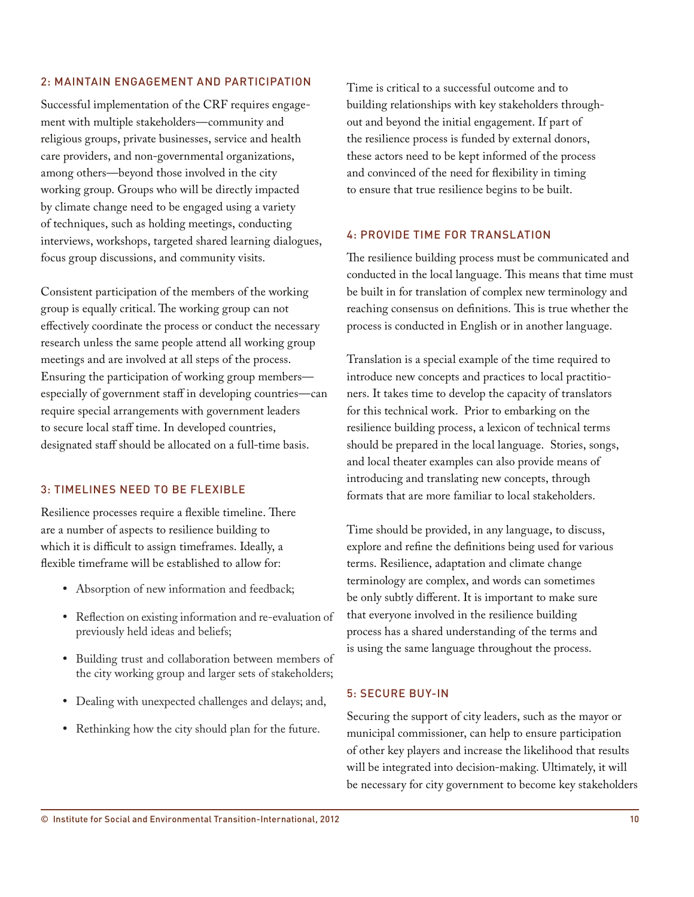## 2: MAINTAIN ENGAGEMENT AND PARTICIPATION

Successful implementation of the CRF requires engagement with multiple stakeholders—community and religious groups, private businesses, service and health care providers, and non-governmental organizations, among others—beyond those involved in the city working group. Groups who will be directly impacted by climate change need to be engaged using a variety of techniques, such as holding meetings, conducting interviews, workshops, targeted shared learning dialogues, focus group discussions, and community visits.

Consistent participation of the members of the working group is equally critical. The working group can not effectively coordinate the process or conduct the necessary research unless the same people attend all working group meetings and are involved at all steps of the process. Ensuring the participation of working group members—especially of government staff in developing countries—can require special arrangements with government leaders to secure local staff time. In developed countries, designated staff should be allocated on a full-time basis.

## 3: TIMELINES NEED TO BE FLEXIBLE

Resilience processes require a flexible timeline. There are a number of aspects to resilience building to which it is difficult to assign timeframes. Ideally, a flexible timeframe will be established to allow for:

- Absorption of new information and feedback;
- Reflection on existing information and re-evaluation of previously held ideas and beliefs;
- Building trust and collaboration between members of the city working group and larger sets of stakeholders;
- Dealing with unexpected challenges and delays; and,
- Rethinking how the city should plan for the future.

Time is critical to a successful outcome and to building relationships with key stakeholders throughout and beyond the initial engagement. If part of the resilience process is funded by external donors, these actors need to be kept informed of the process and convinced of the need for flexibility in timing to ensure that true resilience begins to be built.

## 4: PROVIDE TIME FOR TRANSLATION

The resilience building process must be communicated and conducted in the local language. This means that time must be built in for translation of complex new terminology and reaching consensus on definitions. This is true whether the process is conducted in English or in another language.

Translation is a special example of the time required to introduce new concepts and practices to local practitioners. It takes time to develop the capacity of translators for this technical work. Prior to embarking on the resilience building process, a lexicon of technical terms should be prepared in the local language. Stories, songs, and local theater examples can also provide means of introducing and translating new concepts, through formats that are more familiar to local stakeholders.

Time should be provided, in any language, to discuss, explore and refine the definitions being used for various terms. Resilience, adaptation and climate change terminology are complex, and words can sometimes be only subtly different. It is important to make sure that everyone involved in the resilience building process has a shared understanding of the terms and is using the same language throughout the process.

## 5: SECURE BUY-IN

Securing the support of city leaders, such as the mayor or municipal commissioner, can help to ensure participation of other key players and increase the likelihood that results will be integrated into decision-making. Ultimately, it will be necessary for city government to become key stakeholders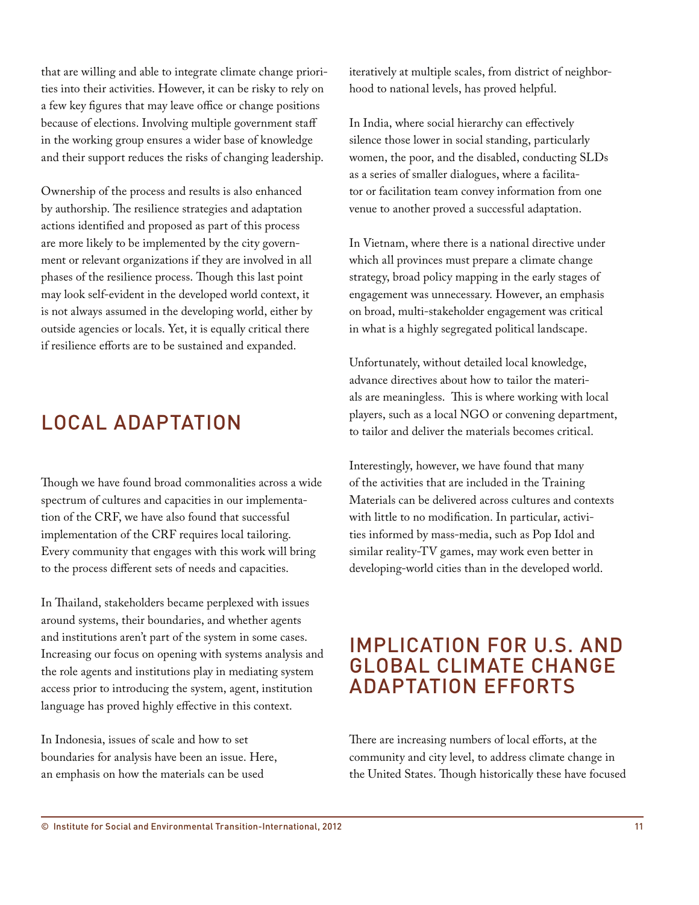that are willing and able to integrate climate change priorities into their activities. However, it can be risky to rely on a few key figures that may leave office or change positions because of elections. Involving multiple government staff in the working group ensures a wider base of knowledge and their support reduces the risks of changing leadership.

Ownership of the process and results is also enhanced by authorship. The resilience strategies and adaptation actions identified and proposed as part of this process are more likely to be implemented by the city government or relevant organizations if they are involved in all phases of the resilience process. Though this last point may look self-evident in the developed world context, it is not always assumed in the developing world, either by outside agencies or locals. Yet, it is equally critical there if resilience efforts are to be sustained and expanded.

## LOCAL ADAPTATION

Though we have found broad commonalities across a wide spectrum of cultures and capacities in our implementation of the CRF, we have also found that successful implementation of the CRF requires local tailoring. Every community that engages with this work will bring to the process different sets of needs and capacities.

In Thailand, stakeholders became perplexed with issues around systems, their boundaries, and whether agents and institutions aren't part of the system in some cases. Increasing our focus on opening with systems analysis and the role agents and institutions play in mediating system access prior to introducing the system, agent, institution language has proved highly effective in this context.

In Indonesia, issues of scale and how to set boundaries for analysis have been an issue. Here, an emphasis on how the materials can be used iteratively at multiple scales, from district of neighborhood to national levels, has proved helpful.

In India, where social hierarchy can effectively silence those lower in social standing, particularly women, the poor, and the disabled, conducting SLDs as a series of smaller dialogues, where a facilitator or facilitation team convey information from one venue to another proved a successful adaptation.

In Vietnam, where there is a national directive under which all provinces must prepare a climate change strategy, broad policy mapping in the early stages of engagement was unnecessary. However, an emphasis on broad, multi-stakeholder engagement was critical in what is a highly segregated political landscape.

Unfortunately, without detailed local knowledge, advance directives about how to tailor the materials are meaningless. This is where working with local players, such as a local NGO or convening department, to tailor and deliver the materials becomes critical.

Interestingly, however, we have found that many of the activities that are included in the Training Materials can be delivered across cultures and contexts with little to no modification. In particular, activities informed by mass-media, such as Pop Idol and similar reality-TV games, may work even better in developing-world cities than in the developed world.

## IMPLICATION FOR U.S. AND GLOBAL CLIMATE CHANGE ADAPTATION EFFORTS

There are increasing numbers of local efforts, at the community and city level, to address climate change in the United States. Though historically these have focused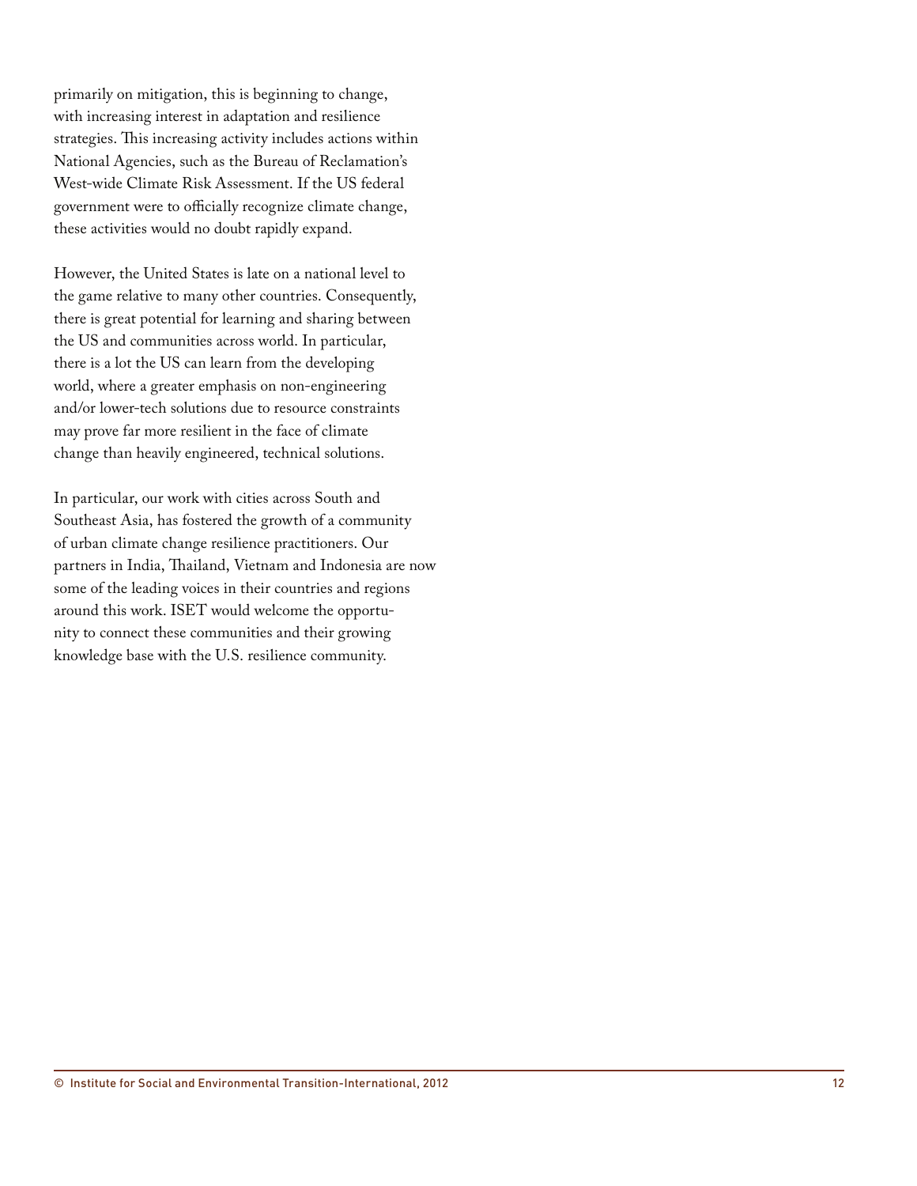primarily on mitigation, this is beginning to change, with increasing interest in adaptation and resilience strategies. This increasing activity includes actions within National Agencies, such as the Bureau of Reclamation's West-wide Climate Risk Assessment. If the US federal government were to officially recognize climate change, these activities would no doubt rapidly expand.

However, the United States is late on a national level to the game relative to many other countries. Consequently, there is great potential for learning and sharing between the US and communities across world. In particular, there is a lot the US can learn from the developing world, where a greater emphasis on non-engineering and/or lower-tech solutions due to resource constraints may prove far more resilient in the face of climate change than heavily engineered, technical solutions.

In particular, our work with cities across South and Southeast Asia, has fostered the growth of a community of urban climate change resilience practitioners. Our partners in India, Thailand, Vietnam and Indonesia are now some of the leading voices in their countries and regions around this work. ISET would welcome the opportunity to connect these communities and their growing knowledge base with the U.S. resilience community.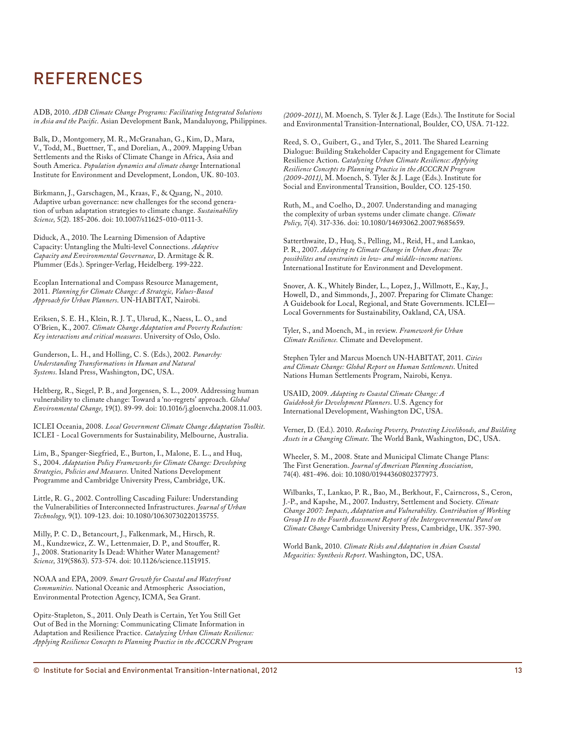# REFERENCES

ADB, 2010. *ADB Climate Change Programs: Facilitating Integrated Solutions in Asia and the Pacific*. Asian Development Bank, Mandaluyong, Philippines.

Balk, D., Montgomery, M. R., McGranahan, G., Kim, D., Mara, V., Todd, M., Buettner, T., and Dorelian, A., 2009. Mapping Urban Settlements and the Risks of Climate Change in Africa, Asia and South America. *Population dynamics and climate change* International Institute for Environment and Development, London, UK. 80-103.

Birkmann, J., Garschagen, M., Kraas, F., & Quang, N., 2010. Adaptive urban governance: new challenges for the second generation of urban adaptation strategies to climate change. *Sustainability Science,* 5(2). 185-206. doi: 10.1007/s11625-010-0111-3.

Diduck, A., 2010. The Learning Dimension of Adaptive Capacity: Untangling the Multi-level Connections. *Adaptive Capacity and Environmental Governance*, D. Armitage & R. Plummer (Eds.). Springer-Verlag, Heidelberg. 199-222.

Ecoplan International and Compass Resource Management, 2011. *Planning for Climate Change: A Strategic, Values-Based Approach for Urban Planners*. UN-HABITAT, Nairobi.

Eriksen, S. E. H., Klein, R. J. T., Ulsrud, K., Naess, L. O., and O'Brien, K., 2007. *Climate Change Adaptation and Poverty Reduction: Key interactions and critical measures*. University of Oslo, Oslo.

Gunderson, L. H., and Holling, C. S. (Eds.), 2002. *Panarchy: Understanding Transformations in Human and Natural Systems*. Island Press, Washington, DC, USA.

Heltberg, R., Siegel, P. B., and Jorgensen, S. L., 2009. Addressing human vulnerability to climate change: Toward a 'no-regrets' approach. *Global Environmental Change,* 19(1). 89-99. doi: 10.1016/j.gloenvcha.2008.11.003.

ICLEI Oceania, 2008. *Local Government Climate Change Adaptation Toolkit*. ICLEI - Local Governments for Sustainability, Melbourne, Australia.

Lim, B., Spanger-Siegfried, E., Burton, I., Malone, E. L., and Huq, S., 2004. *Adaptation Policy Frameworks for Climate Change: Developing Strategies, Policies and Measures.* United Nations Development Programme and Cambridge University Press, Cambridge, UK.

Little, R. G., 2002. Controlling Cascading Failure: Understanding the Vulnerabilities of Interconnected Infrastructures. *Journal of Urban Technology,* 9(1). 109-123. doi: 10.1080/10630730220135755.

Milly, P. C. D., Betancourt, J., Falkenmark, M., Hirsch, R. M., Kundzewicz, Z. W., Lettenmaier, D. P., and Stouffer, R. J., 2008. Stationarity Is Dead: Whither Water Management? *Science,* 319(5863). 573-574. doi: 10.1126/science.1151915.

NOAA and EPA, 2009. *Smart Growth for Coastal and Waterfront Communities*. National Oceanic and Atmospheric Association, Environmental Protection Agency, ICMA, Sea Grant.

Opitz-Stapleton, S., 2011. Only Death is Certain, Yet You Still Get Out of Bed in the Morning: Communicating Climate Information in Adaptation and Resilience Practice. *Catalyzing Urban Climate Resilience: Applying Resilience Concepts to Planning Practice in the ACCCRN Program (2009-2011),* M. Moench, S. Tyler & J. Lage (Eds.). The Institute for Social and Environmental Transition-International, Boulder, CO, USA. 71-122.

Reed, S. O., Guibert, G., and Tyler, S., 2011. The Shared Learning Dialogue: Building Stakeholder Capacity and Engagement for Climate Resilience Action. *Catalyzing Urban Climate Resilience: Applying Resilience Concepts to Planning Practice in the ACCCRN Program (2009-2011),* M. Moench, S. Tyler & J. Lage (Eds.). Institute for Social and Environmental Transition, Boulder, CO. 125-150.

Ruth, M., and Coelho, D., 2007. Understanding and managing the complexity of urban systems under climate change. *Climate Policy,* 7(4). 317-336. doi: 10.1080/14693062.2007.9685659.

Satterthwaite, D., Huq, S., Pelling, M., Reid, H., and Lankao, P. R., 2007. *Adapting to Climate Change in Urban Areas: The possibilites and constraints in low- and middle-income nations*. International Institute for Environment and Development.

Snover, A. K., Whitely Binder, L., Lopez, J., Willmott, E., Kay, J., Howell, D., and Simmonds, J., 2007. Preparing for Climate Change: A Guidebook for Local, Regional, and State Governments. ICLEI—Local Governments for Sustainability, Oakland, CA, USA.

Tyler, S., and Moench, M., in review. *Framework for Urban Climate Resilience.* Climate and Development.

Stephen Tyler and Marcus Moench UN-HABITAT, 2011. *Cities and Climate Change: Global Report on Human Settlements*. United Nations Human Settlements Program, Nairobi, Kenya.

USAID, 2009. *Adapting to Coastal Climate Change: A Guidebook for Development Planners*. U.S. Agency for International Development, Washington DC, USA.

Verner, D. (Ed.). 2010. *Reducing Poverty, Protecting Livelihoods, and Building Assets in a Changing Climate*. The World Bank, Washington, DC, USA.

Wheeler, S. M., 2008. State and Municipal Climate Change Plans: The First Generation. *Journal of American Planning Association,* 74(4). 481-496. doi: 10.1080/01944360802377973.

Wilbanks, T., Lankao, P. R., Bao, M., Berkhout, F., Cairncross, S., Ceron, J.-P., and Kapshe, M., 2007. Industry, Settlement and Society. *Climate Change 2007: Impacts, Adaptation and Vulnerability. Contribution of Working Group II to the Fourth Assessment Report of the Intergovernmental Panel on Climate Change* Cambridge University Press, Cambridge, UK. 357-390.

World Bank, 2010. *Climate Risks and Adaptation in Asian Coastal Megacities: Synthesis Report*. Washington, DC, USA.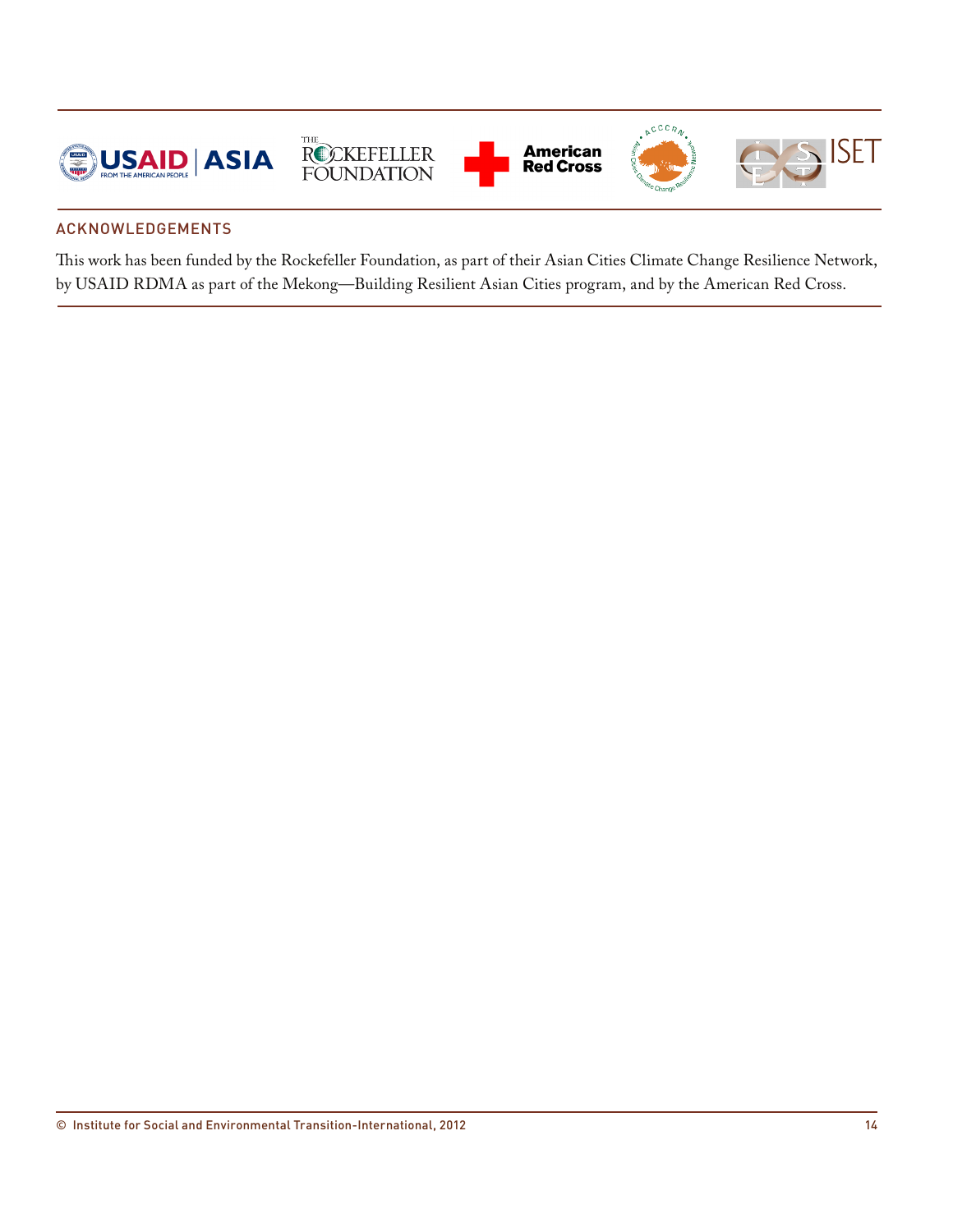## ACKNOWLEDGEMENTS

This work has been funded by the Rockefeller Foundation, as part of their Asian Cities Climate Change Resilience Network, by USAID RDMA as part of the Mekong—Building Resilient Asian Cities program, and by the American Red Cross.